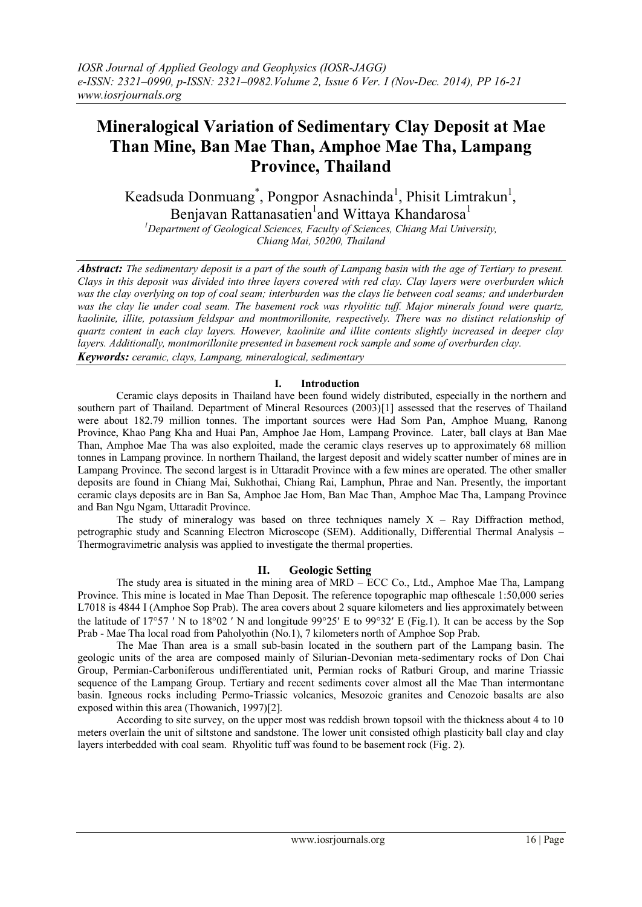# Mineralogical Variation of Sedimentary Clay Deposit at Mae Than Mine, Ban Mae Than, Amphoe Mae Tha, Lampang Province, Thailand

Keadsuda Donmuang*, Pongpor Asnachinda[1], Phisit Limtrakun[1], Benjavan Rattanasatien[1] and Wittaya Khandarosa[1]

[1]*Department of Geological Sciences, Faculty of Sciences, Chiang Mai University, Chiang Mai, 50200, Thailand*

***Abstract:*** *The sedimentary deposit is a part of the south of Lampang basin with the age of Tertiary to present. Clays in this deposit was divided into three layers covered with red clay. Clay layers were overburden which was the clay overlying on top of coal seam; interburden was the clays lie between coal seams; and underburden was the clay lie under coal seam. The basement rock was rhyolitic tuff. Major minerals found were quartz, kaolinite, illite, potassium feldspar and montmorillonite, respectively. There was no distinct relationship of quartz content in each clay layers. However, kaolinite and illite contents slightly increased in deeper clay layers. Additionally, montmorillonite presented in basement rock sample and some of overburden clay.*

***Keywords:*** *ceramic, clays, Lampang, mineralogical, sedimentary*

## I. Introduction

Ceramic clays deposits in Thailand have been found widely distributed, especially in the northern and southern part of Thailand. Department of Mineral Resources (2003)[1] assessed that the reserves of Thailand were about 182.79 million tonnes. The important sources were Had Som Pan, Amphoe Muang, Ranong Province, Khao Pang Kha and Huai Pan, Amphoe Jae Hom, Lampang Province. Later, ball clays at Ban Mae Than, Amphoe Mae Tha was also exploited, made the ceramic clays reserves up to approximately 68 million tonnes in Lampang province. In northern Thailand, the largest deposit and widely scatter number of mines are in Lampang Province. The second largest is in Uttaradit Province with a few mines are operated. The other smaller deposits are found in Chiang Mai, Sukhothai, Chiang Rai, Lamphun, Phrae and Nan. Presently, the important ceramic clays deposits are in Ban Sa, Amphoe Jae Hom, Ban Mae Than, Amphoe Mae Tha, Lampang Province and Ban Ngu Ngam, Uttaradit Province.

The study of mineralogy was based on three techniques namely X – Ray Diffraction method, petrographic study and Scanning Electron Microscope (SEM). Additionally, Differential Thermal Analysis – Thermogravimetric analysis was applied to investigate the thermal properties.

## II. Geologic Setting

The study area is situated in the mining area of MRD – ECC Co., Ltd., Amphoe Mae Tha, Lampang Province. This mine is located in Mae Than Deposit. The reference topographic map ofthescale 1:50,000 series L7018 is 4844 I (Amphoe Sop Prab). The area covers about 2 square kilometers and lies approximately between the latitude of 17°57 ′ N to 18°02 ′ N and longitude 99°25′ E to 99°32′ E (Fig.1). It can be access by the Sop Prab - Mae Tha local road from Paholyothin (No.1), 7 kilometers north of Amphoe Sop Prab.

The Mae Than area is a small sub-basin located in the southern part of the Lampang basin. The geologic units of the area are composed mainly of Silurian-Devonian meta-sedimentary rocks of Don Chai Group, Permian-Carboniferous undifferentiated unit, Permian rocks of Ratburi Group, and marine Triassic sequence of the Lampang Group. Tertiary and recent sediments cover almost all the Mae Than intermontane basin. Igneous rocks including Permo-Triassic volcanics, Mesozoic granites and Cenozoic basalts are also exposed within this area (Thowanich, 1997)[2].

According to site survey, on the upper most was reddish brown topsoil with the thickness about 4 to 10 meters overlain the unit of siltstone and sandstone. The lower unit consisted ofhigh plasticity ball clay and clay layers interbedded with coal seam. Rhyolitic tuff was found to be basement rock (Fig. 2).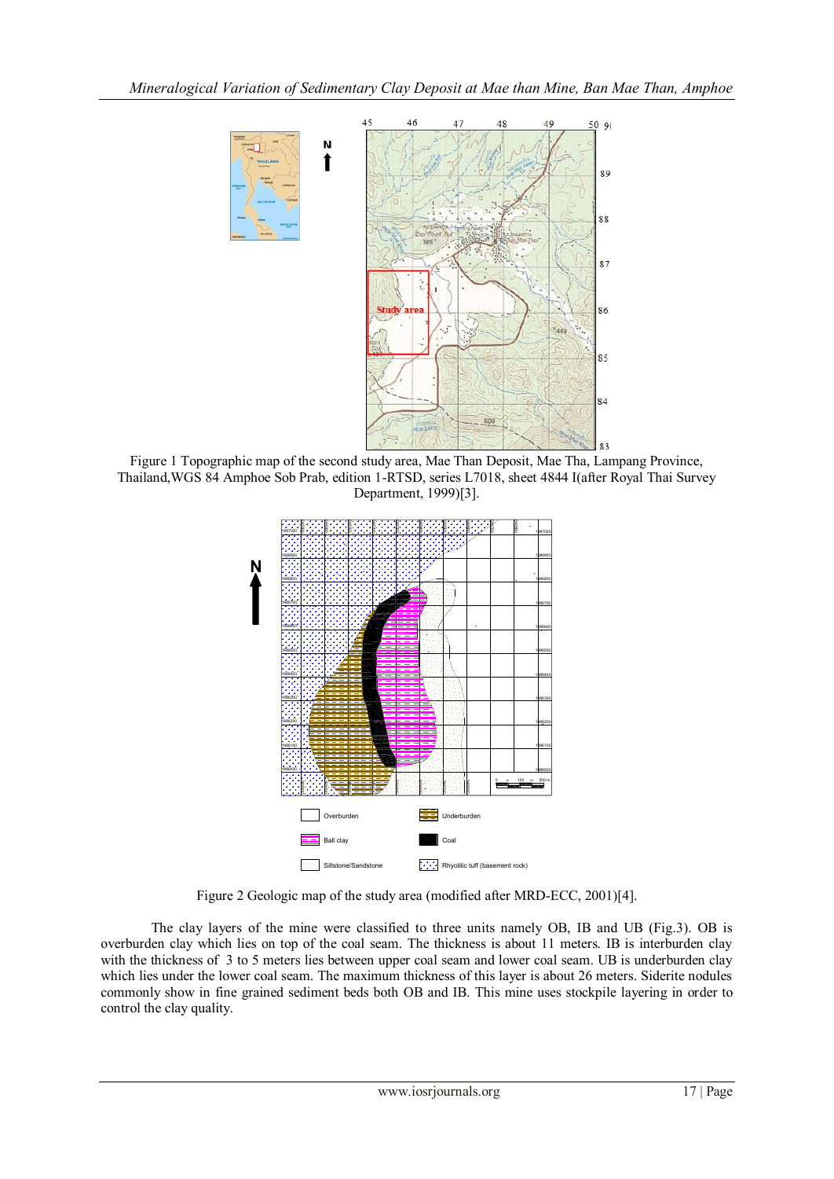45 46 47 48 49 50 91

89

88

87

86

85

84

83

N

Study area

Figure 1 Topographic map of the second study area, Mae Than Deposit, Mae Tha, Lampang Province, Thailand,WGS 84 Amphoe Sob Prab, edition 1-RTSD, series L7018, sheet 4844 I(after Royal Thai Survey Department, 1999)[3].

N

Overburden

Underburden

Ball clay

Coal

Siltstone/Sandstone

Rhyolitic tuff (basement rock)

Figure 2 Geologic map of the study area (modified after MRD-ECC, 2001)[4].

The clay layers of the mine were classified to three units namely OB, IB and UB (Fig.3). OB is overburden clay which lies on top of the coal seam. The thickness is about 11 meters. IB is interburden clay with the thickness of 3 to 5 meters lies between upper coal seam and lower coal seam. UB is underburden clay which lies under the lower coal seam. The maximum thickness of this layer is about 26 meters. Siderite nodules commonly show in fine grained sediment beds both OB and IB. This mine uses stockpile layering in order to control the clay quality.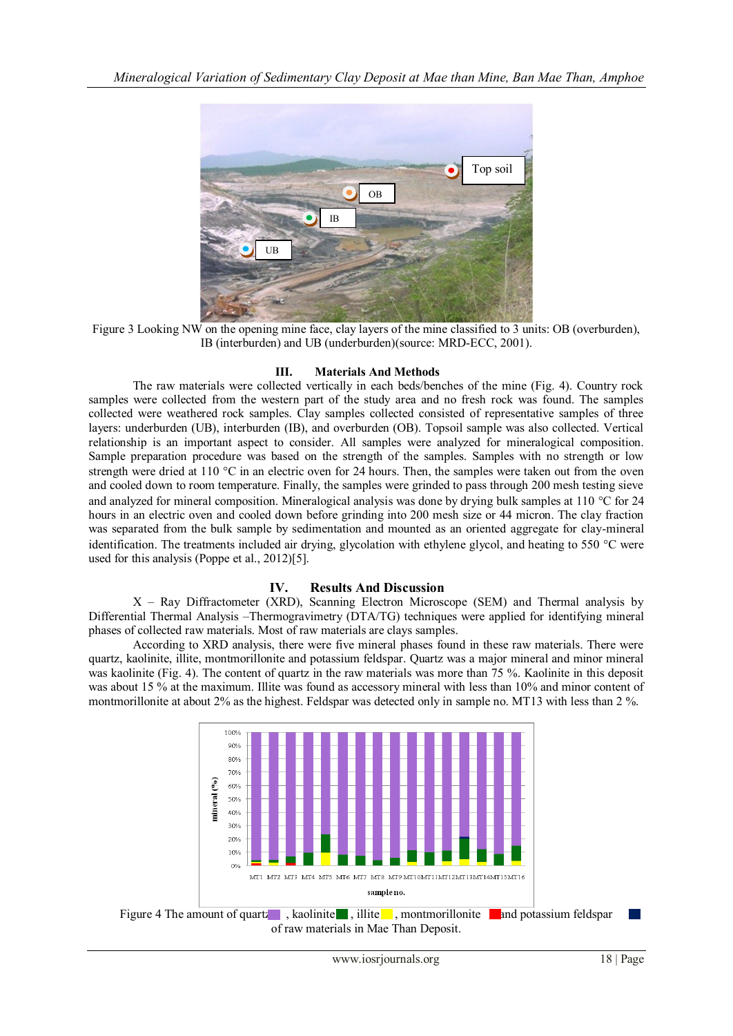Top soil

OB

IB

UB

Figure 3 Looking NW on the opening mine face, clay layers of the mine classified to 3 units: OB (overburden), IB (interburden) and UB (underburden)(source: MRD-ECC, 2001).

## III. Materials And Methods

The raw materials were collected vertically in each beds/benches of the mine (Fig. 4). Country rock samples were collected from the western part of the study area and no fresh rock was found. The samples collected were weathered rock samples. Clay samples collected consisted of representative samples of three layers: underburden (UB), interburden (IB), and overburden (OB). Topsoil sample was also collected. Vertical relationship is an important aspect to consider. All samples were analyzed for mineralogical composition. Sample preparation procedure was based on the strength of the samples. Samples with no strength or low strength were dried at 110 °C in an electric oven for 24 hours. Then, the samples were taken out from the oven and cooled down to room temperature. Finally, the samples were grinded to pass through 200 mesh testing sieve and analyzed for mineral composition. Mineralogical analysis was done by drying bulk samples at 110 °C for 24 hours in an electric oven and cooled down before grinding into 200 mesh size or 44 micron. The clay fraction was separated from the bulk sample by sedimentation and mounted as an oriented aggregate for clay-mineral identification. The treatments included air drying, glycolation with ethylene glycol, and heating to 550 °C were used for this analysis (Poppe et al., 2012)[5].

## IV. Results And Discussion

X – Ray Diffractometer (XRD), Scanning Electron Microscope (SEM) and Thermal analysis by Differential Thermal Analysis –Thermogravimetry (DTA/TG) techniques were applied for identifying mineral phases of collected raw materials. Most of raw materials are clays samples.

According to XRD analysis, there were five mineral phases found in these raw materials. There were quartz, kaolinite, illite, montmorillonite and potassium feldspar. Quartz was a major mineral and minor mineral was kaolinite (Fig. 4). The content of quartz in the raw materials was more than 75 %. Kaolinite in this deposit was about 15 % at the maximum. Illite was found as accessory mineral with less than 10% and minor content of montmorillonite at about 2% as the highest. Feldspar was detected only in sample no. MT13 with less than 2 %.

mineral (%)

100%
90%
80%
70%
60%
50%
40%
30%
20%
10%
0%

MT1 MT2 MT3 MT4 MT5 MT6 MT7 MT8 MT9 MT10 MT11 MT12 MT13 MT14 MT15 MT16

sample no.

Figure 4 The amount of quartz , kaolinite , illite , montmorillonite and potassium feldspar of raw materials in Mae Than Deposit.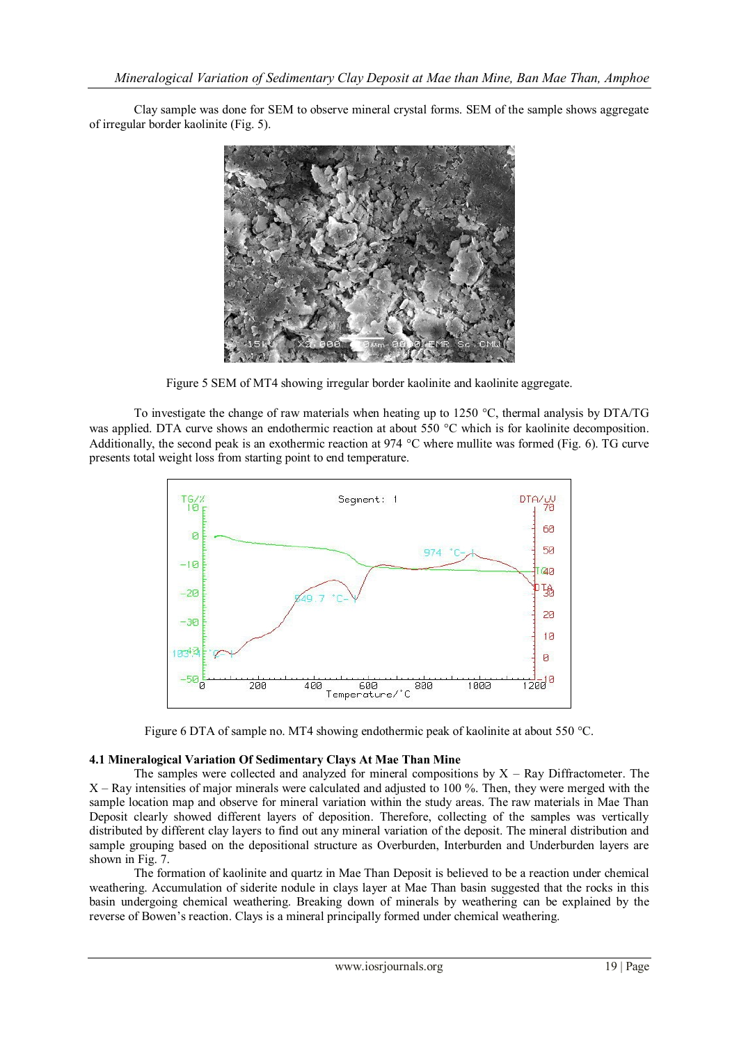Clay sample was done for SEM to observe mineral crystal forms. SEM of the sample shows aggregate of irregular border kaolinite (Fig. 5).

Figure 5 SEM of MT4 showing irregular border kaolinite and kaolinite aggregate.

To investigate the change of raw materials when heating up to 1250 °C, thermal analysis by DTA/TG was applied. DTA curve shows an endothermic reaction at about 550 °C which is for kaolinite decomposition. Additionally, the second peak is an exothermic reaction at 974 °C where mullite was formed (Fig. 6). TG curve presents total weight loss from starting point to end temperature.

Figure 6 DTA of sample no. MT4 showing endothermic peak of kaolinite at about 550 °C.

### 4.1 Mineralogical Variation Of Sedimentary Clays At Mae Than Mine

The samples were collected and analyzed for mineral compositions by X – Ray Diffractometer. The X – Ray intensities of major minerals were calculated and adjusted to 100 %. Then, they were merged with the sample location map and observe for mineral variation within the study areas. The raw materials in Mae Than Deposit clearly showed different layers of deposition. Therefore, collecting of the samples was vertically distributed by different clay layers to find out any mineral variation of the deposit. The mineral distribution and sample grouping based on the depositional structure as Overburden, Interburden and Underburden layers are shown in Fig. 7.

The formation of kaolinite and quartz in Mae Than Deposit is believed to be a reaction under chemical weathering. Accumulation of siderite nodule in clays layer at Mae Than basin suggested that the rocks in this basin undergoing chemical weathering. Breaking down of minerals by weathering can be explained by the reverse of Bowen's reaction. Clays is a mineral principally formed under chemical weathering.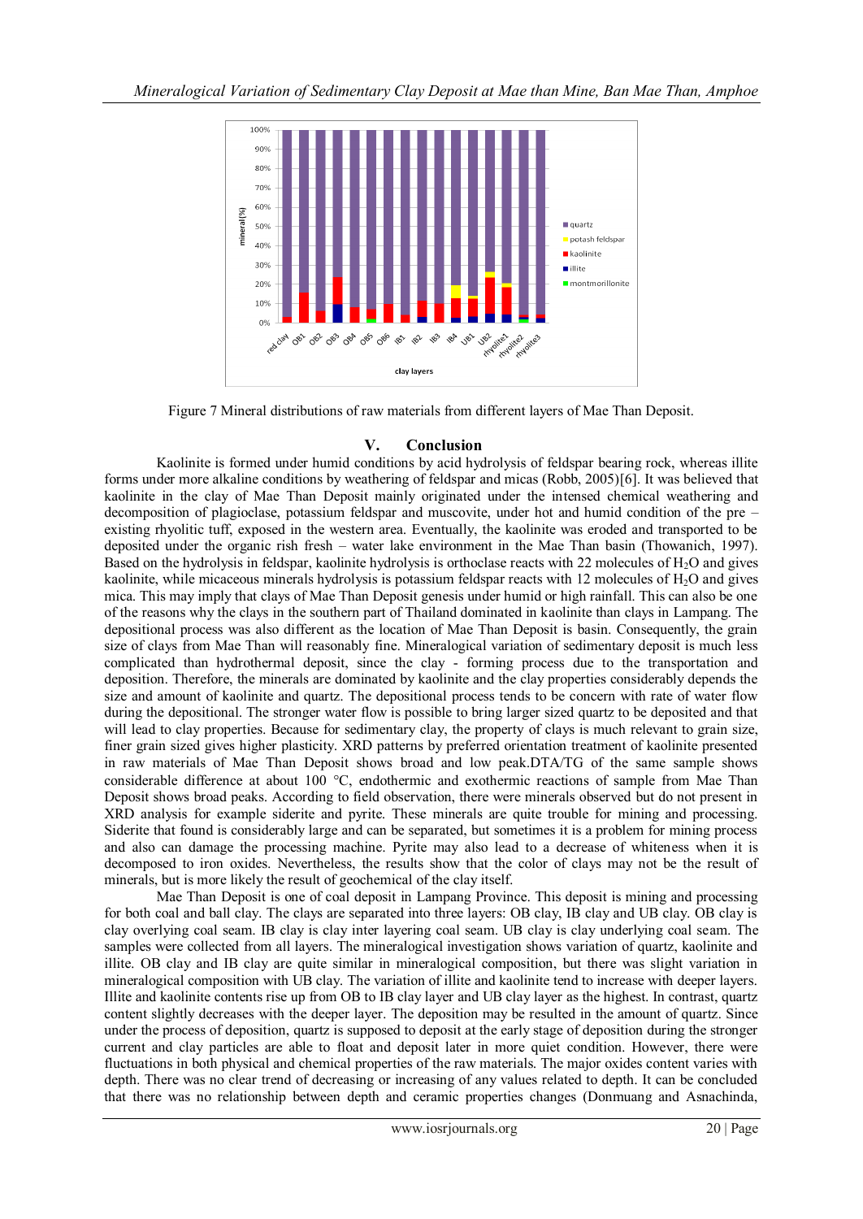100%
90%
80%
70%
60%
50%
40%
30%
20%
10%
0%

mineral(%)

quartz
potash feldspar
kaolinite
illite
montmorillonite

red clay, OB1, OB2, OB3, OB4, OB5, OB6, IB1, IB2, IB3, IB4, UB1, UB2, rhyolite1, rhyolite2, rhyolite3

clay layers

Figure 7 Mineral distributions of raw materials from different layers of Mae Than Deposit.

## V. Conclusion

Kaolinite is formed under humid conditions by acid hydrolysis of feldspar bearing rock, whereas illite forms under more alkaline conditions by weathering of feldspar and micas (Robb, 2005)[6]. It was believed that kaolinite in the clay of Mae Than Deposit mainly originated under the intensed chemical weathering and decomposition of plagioclase, potassium feldspar and muscovite, under hot and humid condition of the pre – existing rhyolitic tuff, exposed in the western area. Eventually, the kaolinite was eroded and transported to be deposited under the organic rish fresh – water lake environment in the Mae Than basin (Thowanich, 1997). Based on the hydrolysis in feldspar, kaolinite hydrolysis is orthoclase reacts with 22 molecules of $H_2O$ and gives kaolinite, while micaceous minerals hydrolysis is potassium feldspar reacts with 12 molecules of $H_2O$ and gives mica. This may imply that clays of Mae Than Deposit genesis under humid or high rainfall. This can also be one of the reasons why the clays in the southern part of Thailand dominated in kaolinite than clays in Lampang. The depositional process was also different as the location of Mae Than Deposit is basin. Consequently, the grain size of clays from Mae Than will reasonably fine. Mineralogical variation of sedimentary deposit is much less complicated than hydrothermal deposit, since the clay - forming process due to the transportation and deposition. Therefore, the minerals are dominated by kaolinite and the clay properties considerably depends the size and amount of kaolinite and quartz. The depositional process tends to be concern with rate of water flow during the depositional. The stronger water flow is possible to bring larger sized quartz to be deposited and that will lead to clay properties. Because for sedimentary clay, the property of clays is much relevant to grain size, finer grain sized gives higher plasticity. XRD patterns by preferred orientation treatment of kaolinite presented in raw materials of Mae Than Deposit shows broad and low peak.DTA/TG of the same sample shows considerable difference at about 100 °C, endothermic and exothermic reactions of sample from Mae Than Deposit shows broad peaks. According to field observation, there were minerals observed but do not present in XRD analysis for example siderite and pyrite. These minerals are quite trouble for mining and processing. Siderite that found is considerably large and can be separated, but sometimes it is a problem for mining process and also can damage the processing machine. Pyrite may also lead to a decrease of whiteness when it is decomposed to iron oxides. Nevertheless, the results show that the color of clays may not be the result of minerals, but is more likely the result of geochemical of the clay itself.

Mae Than Deposit is one of coal deposit in Lampang Province. This deposit is mining and processing for both coal and ball clay. The clays are separated into three layers: OB clay, IB clay and UB clay. OB clay is clay overlying coal seam. IB clay is clay inter layering coal seam. UB clay is clay underlying coal seam. The samples were collected from all layers. The mineralogical investigation shows variation of quartz, kaolinite and illite. OB clay and IB clay are quite similar in mineralogical composition, but there was slight variation in mineralogical composition with UB clay. The variation of illite and kaolinite tend to increase with deeper layers. Illite and kaolinite contents rise up from OB to IB clay layer and UB clay layer as the highest. In contrast, quartz content slightly decreases with the deeper layer. The deposition may be resulted in the amount of quartz. Since under the process of deposition, quartz is supposed to deposit at the early stage of deposition during the stronger current and clay particles are able to float and deposit later in more quiet condition. However, there were fluctuations in both physical and chemical properties of the raw materials. The major oxides content varies with depth. There was no clear trend of decreasing or increasing of any values related to depth. It can be concluded that there was no relationship between depth and ceramic properties changes (Donmuang and Asnachinda,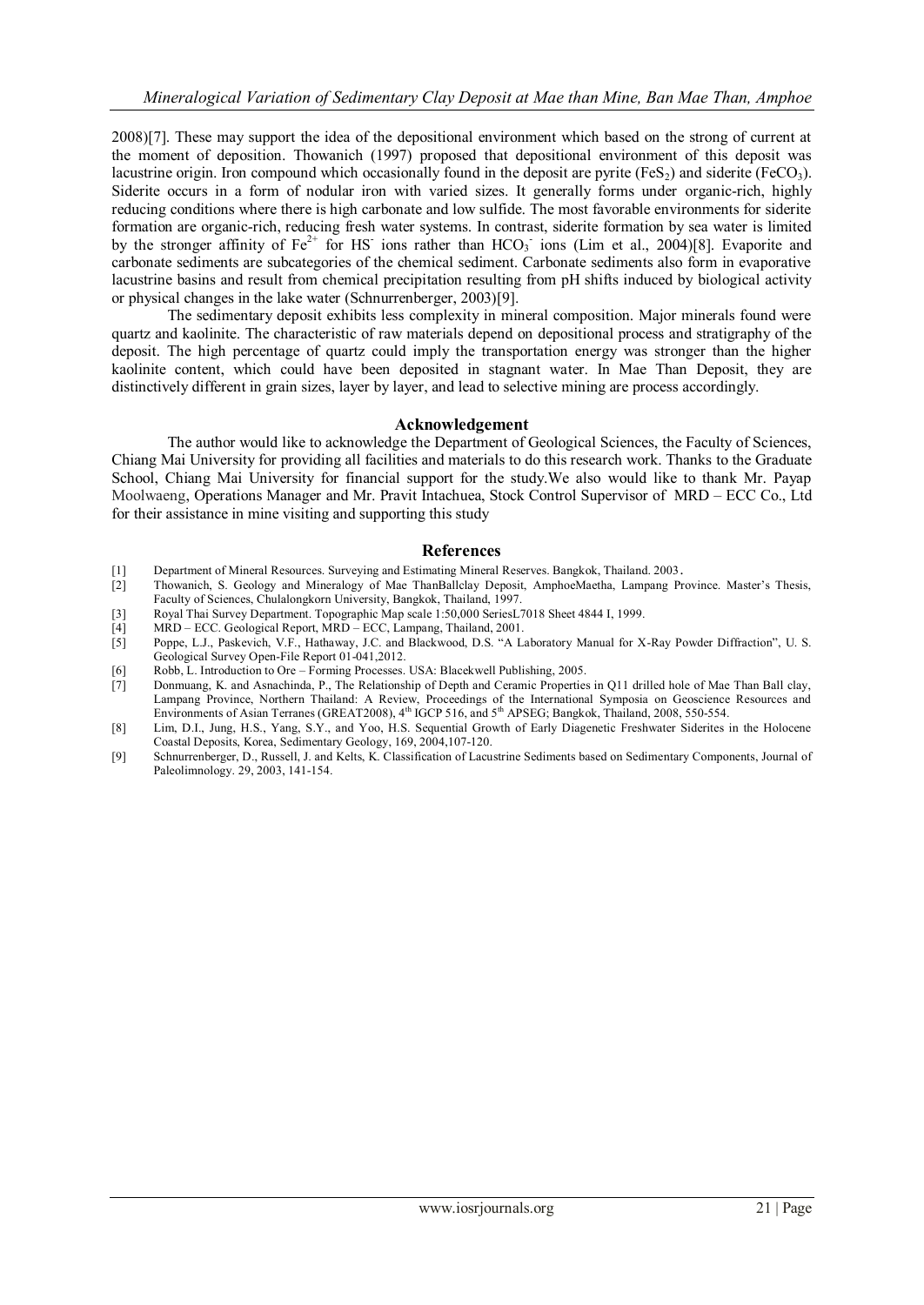2008)[7]. These may support the idea of the depositional environment which based on the strong of current at the moment of deposition. Thowanich (1997) proposed that depositional environment of this deposit was lacustrine origin. Iron compound which occasionally found in the deposit are pyrite ($FeS_2$) and siderite ($FeCO_3$). Siderite occurs in a form of nodular iron with varied sizes. It generally forms under organic-rich, highly reducing conditions where there is high carbonate and low sulfide. The most favorable environments for siderite formation are organic-rich, reducing fresh water systems. In contrast, siderite formation by sea water is limited by the stronger affinity of $Fe^{2+}$ for $HS^-$ ions rather than $HCO_3^-$ ions (Lim et al., 2004)[8]. Evaporite and carbonate sediments are subcategories of the chemical sediment. Carbonate sediments also form in evaporative lacustrine basins and result from chemical precipitation resulting from pH shifts induced by biological activity or physical changes in the lake water (Schnurrenberger, 2003)[9].

The sedimentary deposit exhibits less complexity in mineral composition. Major minerals found were quartz and kaolinite. The characteristic of raw materials depend on depositional process and stratigraphy of the deposit. The high percentage of quartz could imply the transportation energy was stronger than the higher kaolinite content, which could have been deposited in stagnant water. In Mae Than Deposit, they are distinctively different in grain sizes, layer by layer, and lead to selective mining are process accordingly.

## Acknowledgement

The author would like to acknowledge the Department of Geological Sciences, the Faculty of Sciences, Chiang Mai University for providing all facilities and materials to do this research work. Thanks to the Graduate School, Chiang Mai University for financial support for the study.We also would like to thank Mr. Payap Moolwaeng, Operations Manager and Mr. Pravit Intachuea, Stock Control Supervisor of MRD – ECC Co., Ltd for their assistance in mine visiting and supporting this study

## References

[1] Department of Mineral Resources. Surveying and Estimating Mineral Reserves. Bangkok, Thailand. 2003.

[2] Thowanich, S. Geology and Mineralogy of Mae ThanBallclay Deposit, AmphoeMaetha, Lampang Province. Master's Thesis, Faculty of Sciences, Chulalongkorn University, Bangkok, Thailand, 1997.

[3] Royal Thai Survey Department. Topographic Map scale 1:50,000 SeriesL7018 Sheet 4844 I, 1999.

[4] MRD – ECC. Geological Report, MRD – ECC, Lampang, Thailand, 2001.

[5] Poppe, L.J., Paskevich, V.F., Hathaway, J.C. and Blackwood, D.S. "A Laboratory Manual for X-Ray Powder Diffraction", U. S. Geological Survey Open-File Report 01-041,2012.

[6] Robb, L. Introduction to Ore – Forming Processes. USA: Blacekwell Publishing, 2005.

[7] Donmuang, K. and Asnachinda, P., The Relationship of Depth and Ceramic Properties in Q11 drilled hole of Mae Than Ball clay, Lampang Province, Northern Thailand: A Review, Proceedings of the International Symposia on Geoscience Resources and Environments of Asian Terranes (GREAT2008), 4th IGCP 516, and 5th APSEG; Bangkok, Thailand, 2008, 550-554.

[8] Lim, D.I., Jung, H.S., Yang, S.Y., and Yoo, H.S. Sequential Growth of Early Diagenetic Freshwater Siderites in the Holocene Coastal Deposits, Korea, Sedimentary Geology, 169, 2004,107-120.

[9] Schnurrenberger, D., Russell, J. and Kelts, K. Classification of Lacustrine Sediments based on Sedimentary Components, Journal of Paleolimnology. 29, 2003, 141-154.